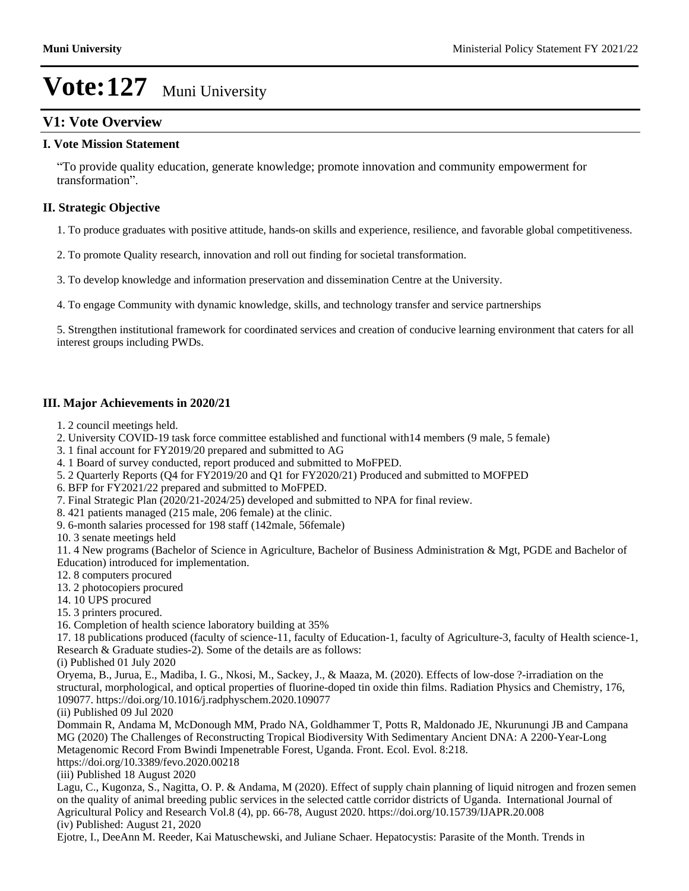# Vote:127 Muni University

## V1: Vote Overview

### I. Vote Mission Statement

"To provide quality education, generate knowledge; promote innovation and community empowerment for transformation".

### II. Strategic Objective

1. To produce graduates with positive attitude, hands-on skills and experience, resilience, and favorable global competitiveness.

2. To promote Quality research, innovation and roll out finding for societal transformation.

3. To develop knowledge and information preservation and dissemination Centre at the University.

4. To engage Community with dynamic knowledge, skills, and technology transfer and service partnerships

5. Strengthen institutional framework for coordinated services and creation of conducive learning environment that caters for all interest groups including PWDs.

### III. Major Achievements in 2020/21

1. 2 council meetings held.
2. University COVID-19 task force committee established and functional with14 members (9 male, 5 female)
3. 1 final account for FY2019/20 prepared and submitted to AG
4. 1 Board of survey conducted, report produced and submitted to MoFPED.
5. 2 Quarterly Reports (Q4 for FY2019/20 and Q1 for FY2020/21) Produced and submitted to MOFPED
6. BFP for FY2021/22 prepared and submitted to MoFPED.
7. Final Strategic Plan (2020/21-2024/25) developed and submitted to NPA for final review.
8. 421 patients managed (215 male, 206 female) at the clinic.
9. 6-month salaries processed for 198 staff (142male, 56female)
10. 3 senate meetings held
11. 4 New programs (Bachelor of Science in Agriculture, Bachelor of Business Administration & Mgt, PGDE and Bachelor of Education) introduced for implementation.
12. 8 computers procured
13. 2 photocopiers procured
14. 10 UPS procured
15. 3 printers procured.
16. Completion of health science laboratory building at 35%
17. 18 publications produced (faculty of science-11, faculty of Education-1, faculty of Agriculture-3, faculty of Health science-1, Research & Graduate studies-2). Some of the details are as follows:

(i) Published 01 July 2020

Oryema, B., Jurua, E., Madiba, I. G., Nkosi, M., Sackey, J., & Maaza, M. (2020). Effects of low-dose ?-irradiation on the structural, morphological, and optical properties of fluorine-doped tin oxide thin films. Radiation Physics and Chemistry, 176, 109077. https://doi.org/10.1016/j.radphyschem.2020.109077

(ii) Published 09 Jul 2020

Dommain R, Andama M, McDonough MM, Prado NA, Goldhammer T, Potts R, Maldonado JE, Nkurunungi JB and Campana MG (2020) The Challenges of Reconstructing Tropical Biodiversity With Sedimentary Ancient DNA: A 2200-Year-Long Metagenomic Record From Bwindi Impenetrable Forest, Uganda. Front. Ecol. Evol. 8:218.
https://doi.org/10.3389/fevo.2020.00218

(iii) Published 18 August 2020

Lagu, C., Kugonza, S., Nagitta, O. P. & Andama, M (2020). Effect of supply chain planning of liquid nitrogen and frozen semen on the quality of animal breeding public services in the selected cattle corridor districts of Uganda. International Journal of Agricultural Policy and Research Vol.8 (4), pp. 66-78, August 2020. https://doi.org/10.15739/IJAPR.20.008

(iv) Published: August 21, 2020

Ejotre, I., DeeAnn M. Reeder, Kai Matuschewski, and Juliane Schaer. Hepatocystis: Parasite of the Month. Trends in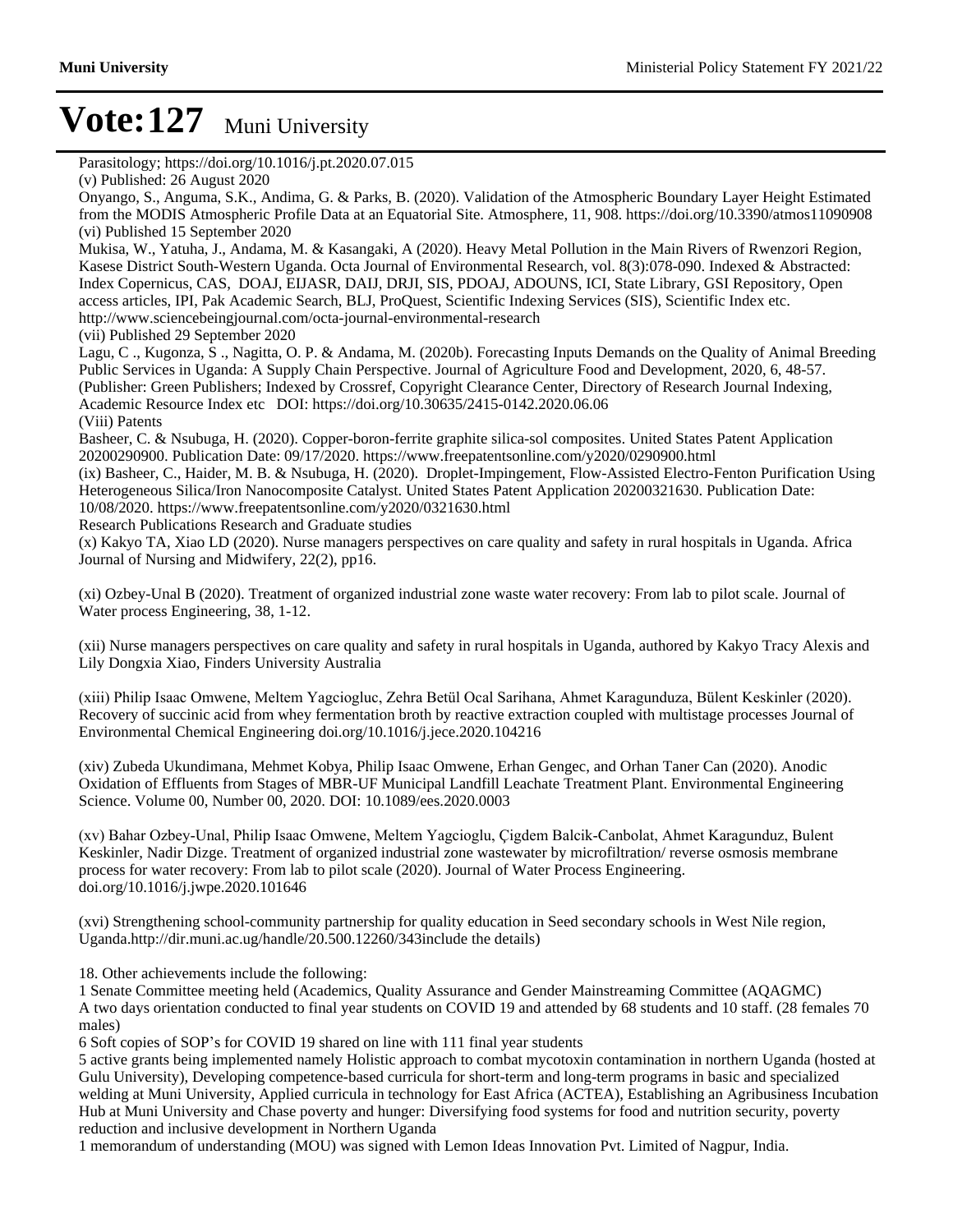# Vote:127 Muni University

Parasitology; https://doi.org/10.1016/j.pt.2020.07.015

(v) Published: 26 August 2020

Onyango, S., Anguma, S.K., Andima, G. & Parks, B. (2020). Validation of the Atmospheric Boundary Layer Height Estimated from the MODIS Atmospheric Profile Data at an Equatorial Site. Atmosphere, 11, 908. https://doi.org/10.3390/atmos11090908

(vi) Published 15 September 2020

Mukisa, W., Yatuha, J., Andama, M. & Kasangaki, A (2020). Heavy Metal Pollution in the Main Rivers of Rwenzori Region, Kasese District South-Western Uganda. Octa Journal of Environmental Research, vol. 8(3):078-090. Indexed & Abstracted: Index Copernicus, CAS, DOAJ, EIJASR, DAIJ, DRJI, SIS, PDOAJ, ADOUNS, ICI, State Library, GSI Repository, Open access articles, IPI, Pak Academic Search, BLJ, ProQuest, Scientific Indexing Services (SIS), Scientific Index etc. http://www.sciencebeingjournal.com/octa-journal-environmental-research

(vii) Published 29 September 2020

Lagu, C ., Kugonza, S ., Nagitta, O. P. & Andama, M. (2020b). Forecasting Inputs Demands on the Quality of Animal Breeding Public Services in Uganda: A Supply Chain Perspective. Journal of Agriculture Food and Development, 2020, 6, 48-57. (Publisher: Green Publishers; Indexed by Crossref, Copyright Clearance Center, Directory of Research Journal Indexing, Academic Resource Index etc DOI: https://doi.org/10.30635/2415-0142.2020.06.06

(Viii) Patents

Basheer, C. & Nsubuga, H. (2020). Copper-boron-ferrite graphite silica-sol composites. United States Patent Application 20200290900. Publication Date: 09/17/2020. https://www.freepatentsonline.com/y2020/0290900.html

(ix) Basheer, C., Haider, M. B. & Nsubuga, H. (2020). Droplet-Impingement, Flow-Assisted Electro-Fenton Purification Using Heterogeneous Silica/Iron Nanocomposite Catalyst. United States Patent Application 20200321630. Publication Date: 10/08/2020. https://www.freepatentsonline.com/y2020/0321630.html

Research Publications Research and Graduate studies

(x) Kakyo TA, Xiao LD (2020). Nurse managers perspectives on care quality and safety in rural hospitals in Uganda. Africa Journal of Nursing and Midwifery, 22(2), pp16.

(xi) Ozbey-Unal B (2020). Treatment of organized industrial zone waste water recovery: From lab to pilot scale. Journal of Water process Engineering, 38, 1-12.

(xii) Nurse managers perspectives on care quality and safety in rural hospitals in Uganda, authored by Kakyo Tracy Alexis and Lily Dongxia Xiao, Finders University Australia

(xiii) Philip Isaac Omwene, Meltem Yagciogluc, Zehra Betül Ocal Sarihana, Ahmet Karagunduza, Bülent Keskinler (2020). Recovery of succinic acid from whey fermentation broth by reactive extraction coupled with multistage processes Journal of Environmental Chemical Engineering doi.org/10.1016/j.jece.2020.104216

(xiv) Zubeda Ukundimana, Mehmet Kobya, Philip Isaac Omwene, Erhan Gengec, and Orhan Taner Can (2020). Anodic Oxidation of Effluents from Stages of MBR-UF Municipal Landfill Leachate Treatment Plant. Environmental Engineering Science. Volume 00, Number 00, 2020. DOI: 10.1089/ees.2020.0003

(xv) Bahar Ozbey-Unal, Philip Isaac Omwene, Meltem Yagcioglu, Çigdem Balcik-Canbolat, Ahmet Karagunduz, Bulent Keskinler, Nadir Dizge. Treatment of organized industrial zone wastewater by microfiltration/ reverse osmosis membrane process for water recovery: From lab to pilot scale (2020). Journal of Water Process Engineering. doi.org/10.1016/j.jwpe.2020.101646

(xvi) Strengthening school-community partnership for quality education in Seed secondary schools in West Nile region, Uganda.http://dir.muni.ac.ug/handle/20.500.12260/343include the details)

18. Other achievements include the following:

1 Senate Committee meeting held (Academics, Quality Assurance and Gender Mainstreaming Committee (AQAGMC)

A two days orientation conducted to final year students on COVID 19 and attended by 68 students and 10 staff. (28 females 70 males)

6 Soft copies of SOP's for COVID 19 shared on line with 111 final year students

5 active grants being implemented namely Holistic approach to combat mycotoxin contamination in northern Uganda (hosted at Gulu University), Developing competence-based curricula for short-term and long-term programs in basic and specialized welding at Muni University, Applied curricula in technology for East Africa (ACTEA), Establishing an Agribusiness Incubation Hub at Muni University and Chase poverty and hunger: Diversifying food systems for food and nutrition security, poverty reduction and inclusive development in Northern Uganda

1 memorandum of understanding (MOU) was signed with Lemon Ideas Innovation Pvt. Limited of Nagpur, India.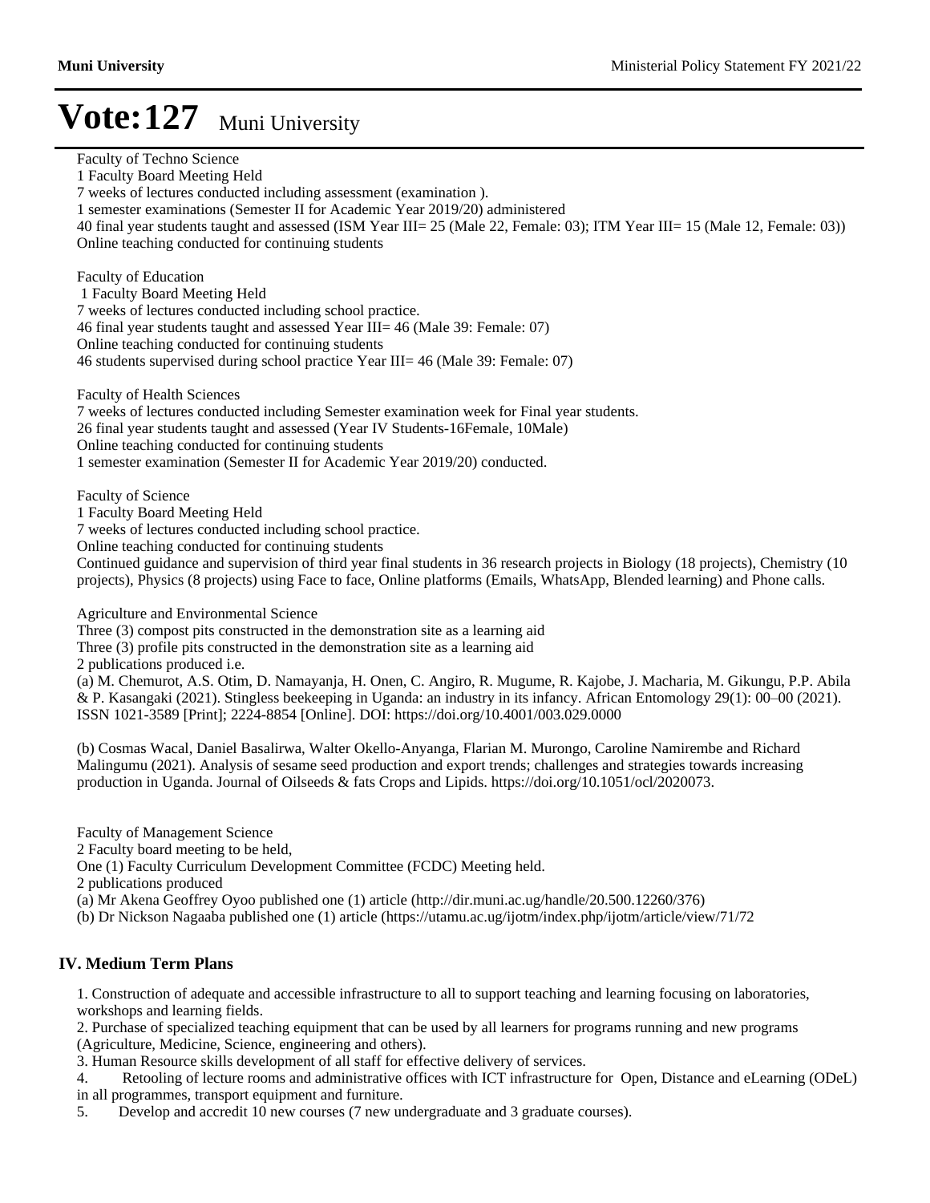# Vote:127 Muni University

Faculty of Techno Science
1 Faculty Board Meeting Held
7 weeks of lectures conducted including assessment (examination ).
1 semester examinations (Semester II for Academic Year 2019/20) administered
40 final year students taught and assessed (ISM Year III= 25 (Male 22, Female: 03); ITM Year III= 15 (Male 12, Female: 03))
Online teaching conducted for continuing students

Faculty of Education
1 Faculty Board Meeting Held
7 weeks of lectures conducted including school practice.
46 final year students taught and assessed Year III= 46 (Male 39: Female: 07)
Online teaching conducted for continuing students
46 students supervised during school practice Year III= 46 (Male 39: Female: 07)

Faculty of Health Sciences
7 weeks of lectures conducted including Semester examination week for Final year students.
26 final year students taught and assessed (Year IV Students-16Female, 10Male)
Online teaching conducted for continuing students
1 semester examination (Semester II for Academic Year 2019/20) conducted.

Faculty of Science
1 Faculty Board Meeting Held
7 weeks of lectures conducted including school practice.
Online teaching conducted for continuing students
Continued guidance and supervision of third year final students in 36 research projects in Biology (18 projects), Chemistry (10 projects), Physics (8 projects) using Face to face, Online platforms (Emails, WhatsApp, Blended learning) and Phone calls.

Agriculture and Environmental Science
Three (3) compost pits constructed in the demonstration site as a learning aid
Three (3) profile pits constructed in the demonstration site as a learning aid
2 publications produced i.e.
(a) M. Chemurot, A.S. Otim, D. Namayanja, H. Onen, C. Angiro, R. Mugume, R. Kajobe, J. Macharia, M. Gikungu, P.P. Abila & P. Kasangaki (2021). Stingless beekeeping in Uganda: an industry in its infancy. African Entomology 29(1): 00–00 (2021). ISSN 1021-3589 [Print]; 2224-8854 [Online]. DOI: https://doi.org/10.4001/003.029.0000

(b) Cosmas Wacal, Daniel Basalirwa, Walter Okello-Anyanga, Flarian M. Murongo, Caroline Namirembe and Richard Malingumu (2021). Analysis of sesame seed production and export trends; challenges and strategies towards increasing production in Uganda. Journal of Oilseeds & fats Crops and Lipids. https://doi.org/10.1051/ocl/2020073.

Faculty of Management Science
2 Faculty board meeting to be held,
One (1) Faculty Curriculum Development Committee (FCDC) Meeting held.
2 publications produced
(a) Mr Akena Geoffrey Oyoo published one (1) article (http://dir.muni.ac.ug/handle/20.500.12260/376)
(b) Dr Nickson Nagaaba published one (1) article (https://utamu.ac.ug/ijotm/index.php/ijotm/article/view/71/72

## IV. Medium Term Plans

1. Construction of adequate and accessible infrastructure to all to support teaching and learning focusing on laboratories, workshops and learning fields.
2. Purchase of specialized teaching equipment that can be used by all learners for programs running and new programs (Agriculture, Medicine, Science, engineering and others).
3. Human Resource skills development of all staff for effective delivery of services.
4. Retooling of lecture rooms and administrative offices with ICT infrastructure for Open, Distance and eLearning (ODeL) in all programmes, transport equipment and furniture.
5. Develop and accredit 10 new courses (7 new undergraduate and 3 graduate courses).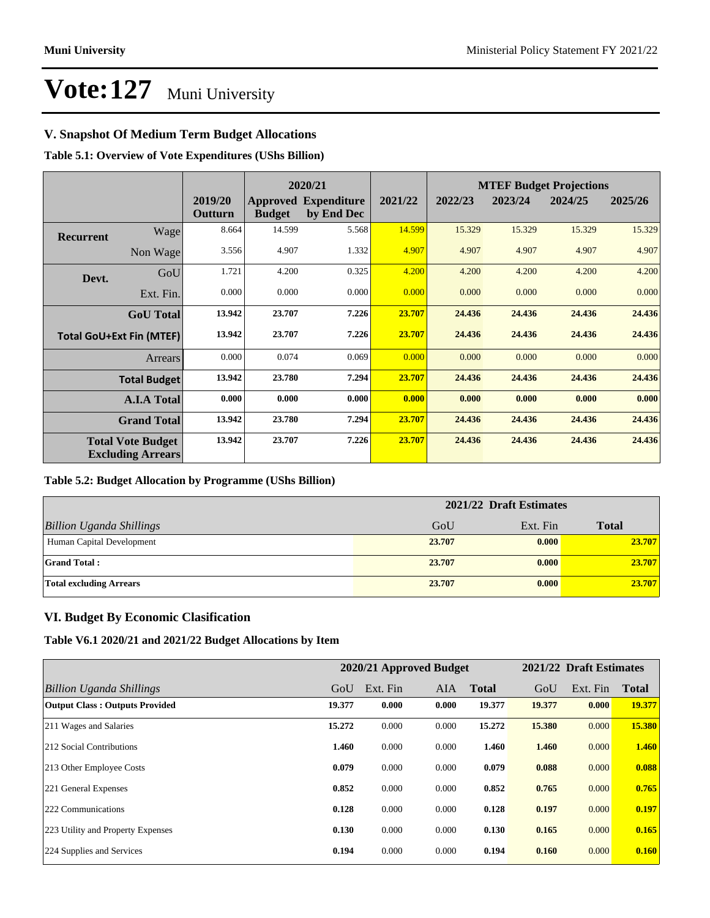# Vote:127 Muni University

## V. Snapshot Of Medium Term Budget Allocations

**Table 5.1: Overview of Vote Expenditures (UShs Billion)**

| | | | 2020/21 | | | MTEF Budget Projections | | | |
|---|---|---|---|---|---|---|---|---|---|
| | | 2019/20 Outturn | Approved Budget | Expenditure by End Dec | 2021/22 | 2022/23 | 2023/24 | 2024/25 | 2025/26 |
| **Recurrent** | Wage | 8.664 | 14.599 | 5.568 | 14.599 | 15.329 | 15.329 | 15.329 | 15.329 |
| | Non Wage | 3.556 | 4.907 | 1.332 | 4.907 | 4.907 | 4.907 | 4.907 | 4.907 |
| **Devt.** | GoU | 1.721 | 4.200 | 0.325 | 4.200 | 4.200 | 4.200 | 4.200 | 4.200 |
| | Ext. Fin. | 0.000 | 0.000 | 0.000 | 0.000 | 0.000 | 0.000 | 0.000 | 0.000 |
| | **GoU Total** | **13.942** | **23.707** | **7.226** | **23.707** | **24.436** | **24.436** | **24.436** | **24.436** |
| **Total GoU+Ext Fin (MTEF)** | | **13.942** | **23.707** | **7.226** | **23.707** | **24.436** | **24.436** | **24.436** | **24.436** |
| | Arrears | 0.000 | 0.074 | 0.069 | 0.000 | 0.000 | 0.000 | 0.000 | 0.000 |
| | **Total Budget** | **13.942** | **23.780** | **7.294** | **23.707** | **24.436** | **24.436** | **24.436** | **24.436** |
| | **A.I.A Total** | **0.000** | **0.000** | **0.000** | **0.000** | **0.000** | **0.000** | **0.000** | **0.000** |
| | **Grand Total** | **13.942** | **23.780** | **7.294** | **23.707** | **24.436** | **24.436** | **24.436** | **24.436** |
| **Total Vote Budget Excluding Arrears** | | **13.942** | **23.707** | **7.226** | **23.707** | **24.436** | **24.436** | **24.436** | **24.436** |

**Table 5.2: Budget Allocation by Programme (UShs Billion)**

| | 2021/22 Draft Estimates | | |
|---|---|---|---|
| *Billion Uganda Shillings* | GoU | Ext. Fin | **Total** |
| Human Capital Development | **23.707** | **0.000** | **23.707** |
| **Grand Total :** | **23.707** | **0.000** | **23.707** |
| **Total excluding Arrears** | **23.707** | **0.000** | **23.707** |

## VI. Budget By Economic Clasification

**Table V6.1 2020/21 and 2021/22 Budget Allocations by Item**

| | 2020/21 Approved Budget | | | | 2021/22 Draft Estimates | | |
|---|---|---|---|---|---|---|---|
| *Billion Uganda Shillings* | GoU | Ext. Fin | AIA | **Total** | GoU | Ext. Fin | **Total** |
| **Output Class : Outputs Provided** | **19.377** | **0.000** | **0.000** | **19.377** | **19.377** | **0.000** | **19.377** |
| 211 Wages and Salaries | **15.272** | 0.000 | 0.000 | **15.272** | **15.380** | 0.000 | **15.380** |
| 212 Social Contributions | **1.460** | 0.000 | 0.000 | **1.460** | **1.460** | 0.000 | **1.460** |
| 213 Other Employee Costs | **0.079** | 0.000 | 0.000 | **0.079** | **0.088** | 0.000 | **0.088** |
| 221 General Expenses | **0.852** | 0.000 | 0.000 | **0.852** | **0.765** | 0.000 | **0.765** |
| 222 Communications | **0.128** | 0.000 | 0.000 | **0.128** | **0.197** | 0.000 | **0.197** |
| 223 Utility and Property Expenses | **0.130** | 0.000 | 0.000 | **0.130** | **0.165** | 0.000 | **0.165** |
| 224 Supplies and Services | **0.194** | 0.000 | 0.000 | **0.194** | **0.160** | 0.000 | **0.160** |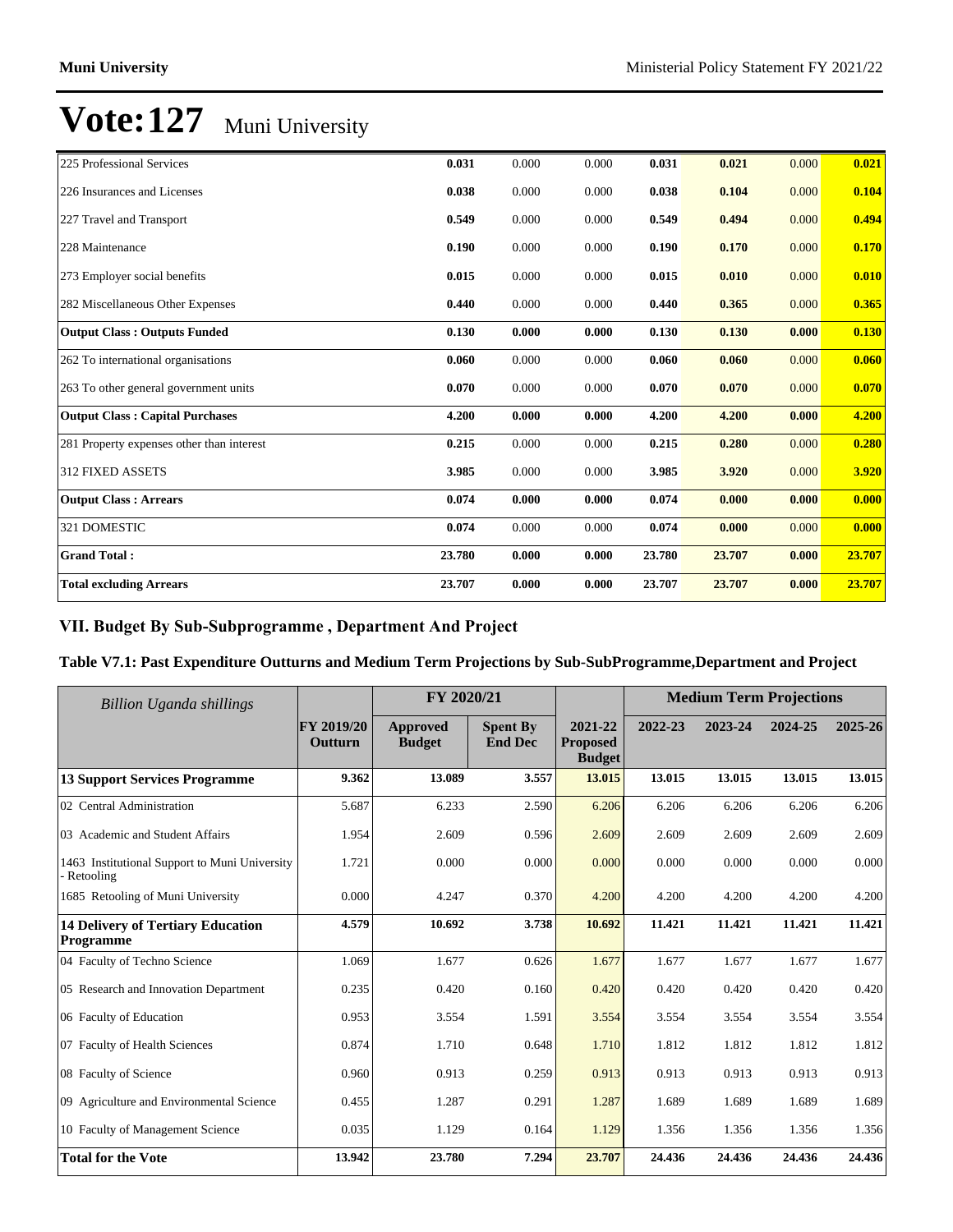# Vote:127 Muni University

| | | | | | | | |
|---|---|---|---|---|---|---|---|
| 225 Professional Services | **0.031** | 0.000 | 0.000 | **0.031** | **0.021** | 0.000 | **0.021** |
| 226 Insurances and Licenses | **0.038** | 0.000 | 0.000 | **0.038** | **0.104** | 0.000 | **0.104** |
| 227 Travel and Transport | **0.549** | 0.000 | 0.000 | **0.549** | **0.494** | 0.000 | **0.494** |
| 228 Maintenance | **0.190** | 0.000 | 0.000 | **0.190** | **0.170** | 0.000 | **0.170** |
| 273 Employer social benefits | **0.015** | 0.000 | 0.000 | **0.015** | **0.010** | 0.000 | **0.010** |
| 282 Miscellaneous Other Expenses | **0.440** | 0.000 | 0.000 | **0.440** | **0.365** | 0.000 | **0.365** |
| **Output Class : Outputs Funded** | **0.130** | **0.000** | **0.000** | **0.130** | **0.130** | **0.000** | **0.130** |
| 262 To international organisations | **0.060** | 0.000 | 0.000 | **0.060** | **0.060** | 0.000 | **0.060** |
| 263 To other general government units | **0.070** | 0.000 | 0.000 | **0.070** | **0.070** | 0.000 | **0.070** |
| **Output Class : Capital Purchases** | **4.200** | **0.000** | **0.000** | **4.200** | **4.200** | **0.000** | **4.200** |
| 281 Property expenses other than interest | **0.215** | 0.000 | 0.000 | **0.215** | **0.280** | 0.000 | **0.280** |
| 312 FIXED ASSETS | **3.985** | 0.000 | 0.000 | **3.985** | **3.920** | 0.000 | **3.920** |
| **Output Class : Arrears** | **0.074** | **0.000** | **0.000** | **0.074** | **0.000** | **0.000** | **0.000** |
| 321 DOMESTIC | **0.074** | 0.000 | 0.000 | **0.074** | **0.000** | 0.000 | **0.000** |
| **Grand Total :** | **23.780** | **0.000** | **0.000** | **23.780** | **23.707** | **0.000** | **23.707** |
| **Total excluding Arrears** | **23.707** | **0.000** | **0.000** | **23.707** | **23.707** | **0.000** | **23.707** |

## VII. Budget By Sub-Subprogramme , Department And Project

### Table V7.1: Past Expenditure Outturns and Medium Term Projections by Sub-SubProgramme,Department and Project

| *Billion Uganda shillings* | | FY 2020/21 | | | Medium Term Projections | | | |
|---|---|---|---|---|---|---|---|---|
| | **FY 2019/20 Outturn** | **Approved Budget** | **Spent By End Dec** | **2021-22 Proposed Budget** | **2022-23** | **2023-24** | **2024-25** | **2025-26** |
| **13 Support Services Programme** | **9.362** | **13.089** | **3.557** | **13.015** | **13.015** | **13.015** | **13.015** | **13.015** |
| 02 Central Administration | 5.687 | 6.233 | 2.590 | 6.206 | 6.206 | 6.206 | 6.206 | 6.206 |
| 03 Academic and Student Affairs | 1.954 | 2.609 | 0.596 | 2.609 | 2.609 | 2.609 | 2.609 | 2.609 |
| 1463 Institutional Support to Muni University - Retooling | 1.721 | 0.000 | 0.000 | 0.000 | 0.000 | 0.000 | 0.000 | 0.000 |
| 1685 Retooling of Muni University | 0.000 | 4.247 | 0.370 | 4.200 | 4.200 | 4.200 | 4.200 | 4.200 |
| **14 Delivery of Tertiary Education Programme** | **4.579** | **10.692** | **3.738** | **10.692** | **11.421** | **11.421** | **11.421** | **11.421** |
| 04 Faculty of Techno Science | 1.069 | 1.677 | 0.626 | 1.677 | 1.677 | 1.677 | 1.677 | 1.677 |
| 05 Research and Innovation Department | 0.235 | 0.420 | 0.160 | 0.420 | 0.420 | 0.420 | 0.420 | 0.420 |
| 06 Faculty of Education | 0.953 | 3.554 | 1.591 | 3.554 | 3.554 | 3.554 | 3.554 | 3.554 |
| 07 Faculty of Health Sciences | 0.874 | 1.710 | 0.648 | 1.710 | 1.812 | 1.812 | 1.812 | 1.812 |
| 08 Faculty of Science | 0.960 | 0.913 | 0.259 | 0.913 | 0.913 | 0.913 | 0.913 | 0.913 |
| 09 Agriculture and Environmental Science | 0.455 | 1.287 | 0.291 | 1.287 | 1.689 | 1.689 | 1.689 | 1.689 |
| 10 Faculty of Management Science | 0.035 | 1.129 | 0.164 | 1.129 | 1.356 | 1.356 | 1.356 | 1.356 |
| **Total for the Vote** | **13.942** | **23.780** | **7.294** | **23.707** | **24.436** | **24.436** | **24.436** | **24.436** |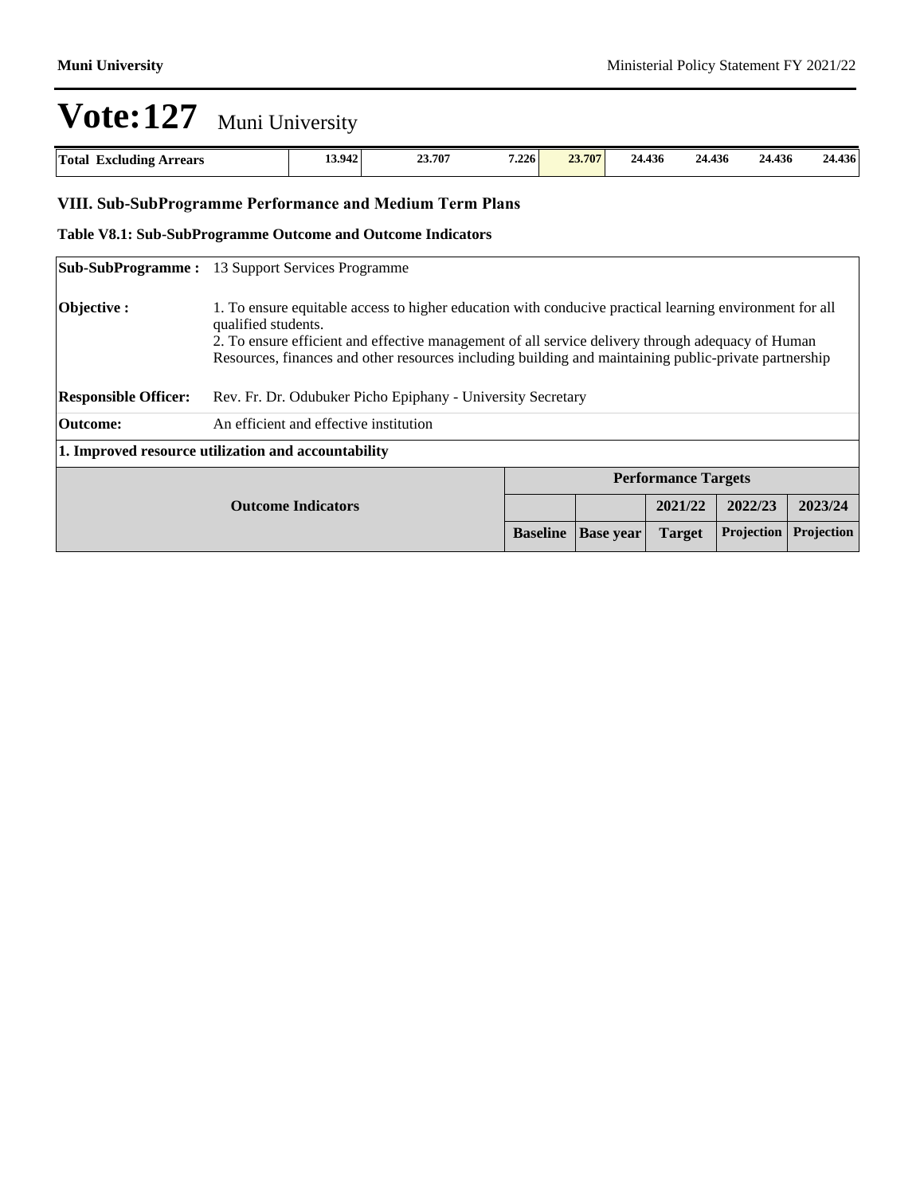# Vote:127 Muni University

| Total Excluding Arrears | 13.942 | 23.707 | 7.226 | 23.707 | 24.436 | 24.436 | 24.436 | 24.436 |
|---|---|---|---|---|---|---|---|---|

## VIII. Sub-SubProgramme Performance and Medium Term Plans

### Table V8.1: Sub-SubProgramme Outcome and Outcome Indicators

| | |
|---|---|
| **Sub-SubProgramme :** | 13 Support Services Programme |
| **Objective :** | 1. To ensure equitable access to higher education with conducive practical learning environment for all qualified students.<br>2. To ensure efficient and effective management of all service delivery through adequacy of Human Resources, finances and other resources including building and maintaining public-private partnership |
| **Responsible Officer:** | Rev. Fr. Dr. Odubuker Picho Epiphany - University Secretary |
| **Outcome:** | An efficient and effective institution |

**1. Improved resource utilization and accountability**

| Outcome Indicators | Performance Targets | | | | |
|---|---|---|---|---|---|
| | | | 2021/22 | 2022/23 | 2023/24 |
| | Baseline | Base year | Target | Projection | Projection |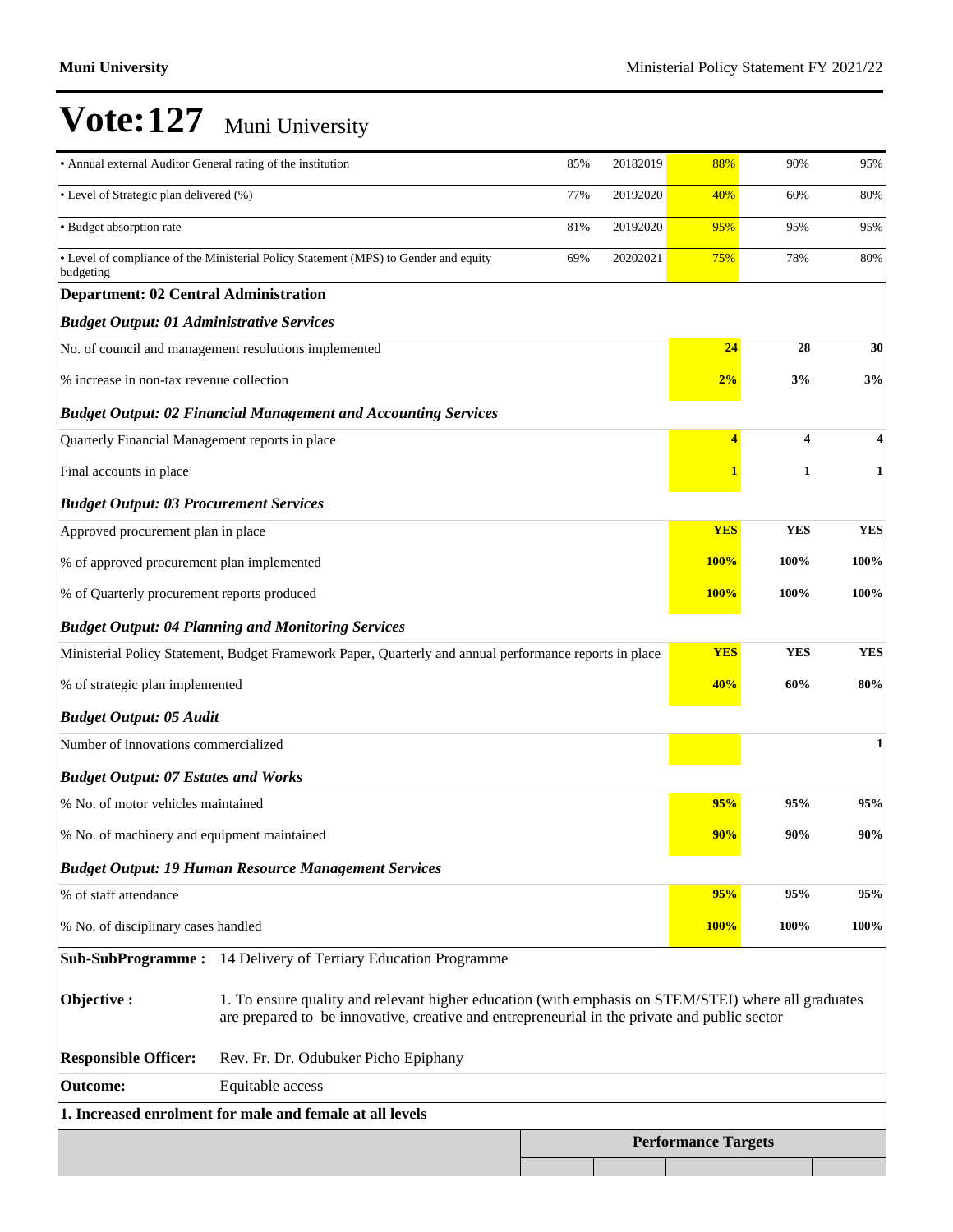# Vote:127 Muni University

| | | | | | |
|---|---|---|---|---|---|
| • Annual external Auditor General rating of the institution | 85% | 20182019 | 88% | 90% | 95% |
| • Level of Strategic plan delivered (%) | 77% | 20192020 | 40% | 60% | 80% |
| • Budget absorption rate | 81% | 20192020 | 95% | 95% | 95% |
| • Level of compliance of the Ministerial Policy Statement (MPS) to Gender and equity budgeting | 69% | 20202021 | 75% | 78% | 80% |

**Department: 02 Central Administration**

| | | | |
|---|---|---|---|
| ***Budget Output: 01 Administrative Services*** | | | |
| No. of council and management resolutions implemented | **24** | **28** | **30** |
| % increase in non-tax revenue collection | **2%** | **3%** | **3%** |
| ***Budget Output: 02 Financial Management and Accounting Services*** | | | |
| Quarterly Financial Management reports in place | **4** | **4** | **4** |
| Final accounts in place | **1** | **1** | **1** |
| ***Budget Output: 03 Procurement Services*** | | | |
| Approved procurement plan in place | **YES** | **YES** | **YES** |
| % of approved procurement plan implemented | **100%** | **100%** | **100%** |
| % of Quarterly procurement reports produced | **100%** | **100%** | **100%** |
| ***Budget Output: 04 Planning and Monitoring Services*** | | | |
| Ministerial Policy Statement, Budget Framework Paper, Quarterly and annual performance reports in place | **YES** | **YES** | **YES** |
| % of strategic plan implemented | **40%** | **60%** | **80%** |
| ***Budget Output: 05 Audit*** | | | |
| Number of innovations commercialized | | | **1** |
| ***Budget Output: 07 Estates and Works*** | | | |
| % No. of motor vehicles maintained | **95%** | **95%** | **95%** |
| % No. of machinery and equipment maintained | **90%** | **90%** | **90%** |
| ***Budget Output: 19 Human Resource Management Services*** | | | |
| % of staff attendance | **95%** | **95%** | **95%** |
| % No. of disciplinary cases handled | **100%** | **100%** | **100%** |

**Sub-SubProgramme :** 14 Delivery of Tertiary Education Programme

**Objective :** 1. To ensure quality and relevant higher education (with emphasis on STEM/STEI) where all graduates are prepared to be innovative, creative and entrepreneurial in the private and public sector

**Responsible Officer:** Rev. Fr. Dr. Odubuker Picho Epiphany

**Outcome:** Equitable access

**1. Increased enrolment for male and female at all levels**

| | Performance Targets | | | | |
|---|---|---|---|---|---|
| | | | | | |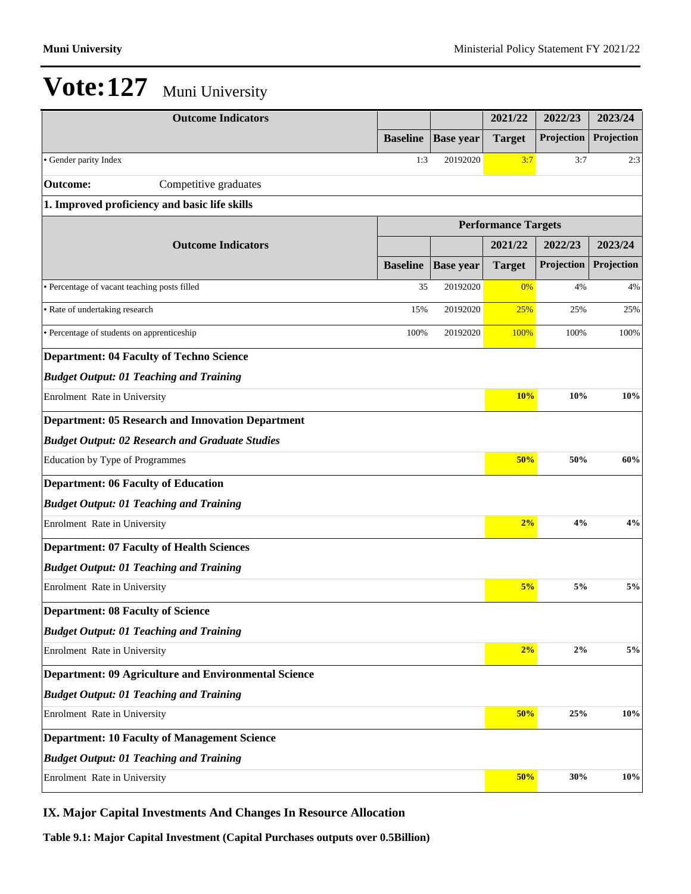# Vote:127 Muni University

| Outcome Indicators | | | 2021/22 | 2022/23 | 2023/24 |
|---|---|---|---|---|---|
| | Baseline | Base year | Target | Projection | Projection |
| • Gender parity Index | 1:3 | 20192020 | 3:7 | 3:7 | 2:3 |
| **Outcome:** Competitive graduates | | | | | |
| **1. Improved proficiency and basic life skills** | | | | | |

| Outcome Indicators | Performance Targets | | | | |
|---|---|---|---|---|---|
| | | | 2021/22 | 2022/23 | 2023/24 |
| | Baseline | Base year | Target | Projection | Projection |
| • Percentage of vacant teaching posts filled | 35 | 20192020 | 0% | 4% | 4% |
| • Rate of undertaking research | 15% | 20192020 | 25% | 25% | 25% |
| • Percentage of students on apprenticeship | 100% | 20192020 | 100% | 100% | 100% |
| **Department: 04 Faculty of Techno Science** | | | | | |
| ***Budget Output: 01 Teaching and Training*** | | | | | |
| Enrolment Rate in University | | | **10%** | **10%** | **10%** |
| **Department: 05 Research and Innovation Department** | | | | | |
| ***Budget Output: 02 Research and Graduate Studies*** | | | | | |
| Education by Type of Programmes | | | **50%** | **50%** | **60%** |
| **Department: 06 Faculty of Education** | | | | | |
| ***Budget Output: 01 Teaching and Training*** | | | | | |
| Enrolment Rate in University | | | **2%** | **4%** | **4%** |
| **Department: 07 Faculty of Health Sciences** | | | | | |
| ***Budget Output: 01 Teaching and Training*** | | | | | |
| Enrolment Rate in University | | | **5%** | **5%** | **5%** |
| **Department: 08 Faculty of Science** | | | | | |
| ***Budget Output: 01 Teaching and Training*** | | | | | |
| Enrolment Rate in University | | | **2%** | **2%** | **5%** |
| **Department: 09 Agriculture and Environmental Science** | | | | | |
| ***Budget Output: 01 Teaching and Training*** | | | | | |
| Enrolment Rate in University | | | **50%** | **25%** | **10%** |
| **Department: 10 Faculty of Management Science** | | | | | |
| ***Budget Output: 01 Teaching and Training*** | | | | | |
| Enrolment Rate in University | | | **50%** | **30%** | **10%** |

## IX. Major Capital Investments And Changes In Resource Allocation

**Table 9.1: Major Capital Investment (Capital Purchases outputs over 0.5Billion)**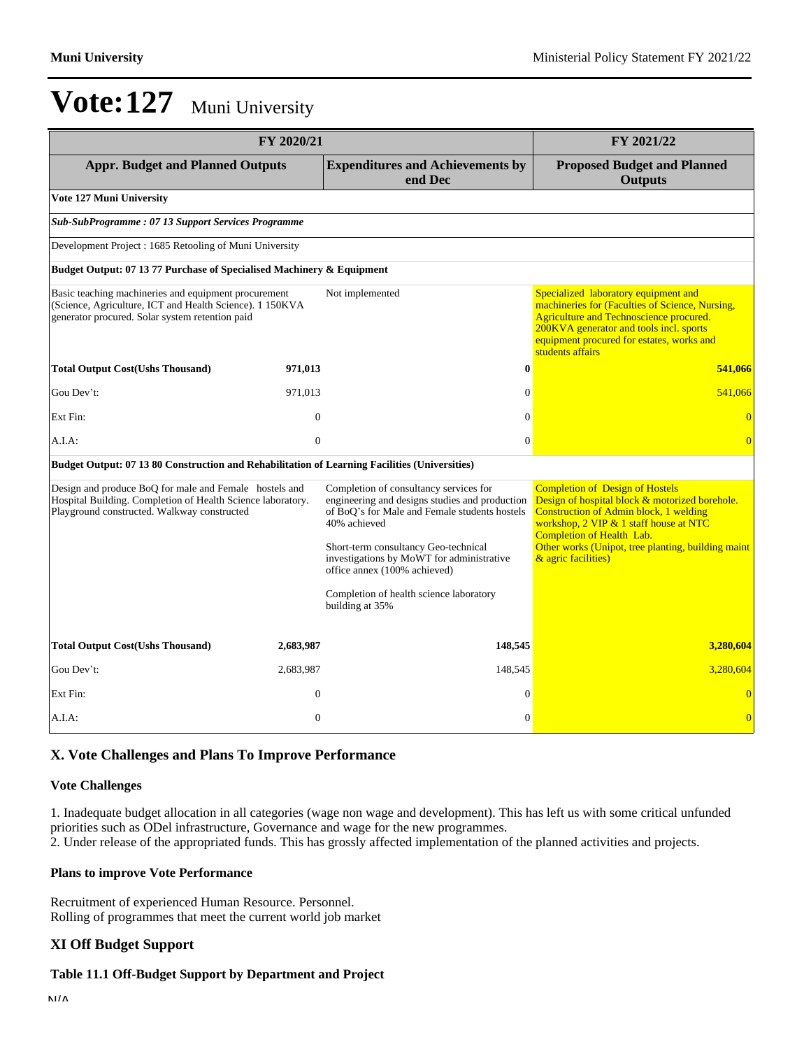# Vote:127 Muni University

| FY 2020/21 | | | FY 2021/22 |
|---|---|---|---|
| **Appr. Budget and Planned Outputs** | | **Expenditures and Achievements by end Dec** | **Proposed Budget and Planned Outputs** |
| **Vote 127 Muni University** | | | |
| ***Sub-SubProgramme : 07 13 Support Services Programme*** | | | |
| Development Project : 1685 Retooling of Muni University | | | |
| **Budget Output: 07 13 77 Purchase of Specialised Machinery & Equipment** | | | |
| Basic teaching machineries and equipment procurement (Science, Agriculture, ICT and Health Science). 1 150KVA generator procured. Solar system retention paid | | Not implemented | Specialized laboratory equipment and machineries for (Faculties of Science, Nursing, Agriculture and Technoscience procured. 200KVA generator and tools incl. sports equipment procured for estates, works and students affairs |
| **Total Output Cost(Ushs Thousand)** | **971,013** | **0** | **541,066** |
| Gou Dev't: | 971,013 | 0 | 541,066 |
| Ext Fin: | 0 | 0 | 0 |
| A.I.A: | 0 | 0 | 0 |
| **Budget Output: 07 13 80 Construction and Rehabilitation of Learning Facilities (Universities)** | | | |
| Design and produce BoQ for male and Female hostels and Hospital Building. Completion of Health Science laboratory. Playground constructed. Walkway constructed | | Completion of consultancy services for engineering and designs studies and production of BoQ's for Male and Female students hostels 40% achieved<br><br>Short-term consultancy Geo-technical investigations by MoWT for administrative office annex (100% achieved)<br><br>Completion of health science laboratory building at 35% | Completion of Design of Hostels<br>Design of hospital block & motorized borehole.<br>Construction of Admin block, 1 welding workshop, 2 VIP & 1 staff house at NTC<br>Completion of Health Lab.<br>Other works (Unipot, tree planting, building maint & agric facilities) |
| **Total Output Cost(Ushs Thousand)** | **2,683,987** | **148,545** | **3,280,604** |
| Gou Dev't: | 2,683,987 | 148,545 | 3,280,604 |
| Ext Fin: | 0 | 0 | 0 |
| A.I.A: | 0 | 0 | 0 |

## X. Vote Challenges and Plans To Improve Performance

### Vote Challenges

1. Inadequate budget allocation in all categories (wage non wage and development). This has left us with some critical unfunded priorities such as ODel infrastructure, Governance and wage for the new programmes.
2. Under release of the appropriated funds. This has grossly affected implementation of the planned activities and projects.

### Plans to improve Vote Performance

Recruitment of experienced Human Resource. Personnel.
Rolling of programmes that meet the current world job market

## XI Off Budget Support

### Table 11.1 Off-Budget Support by Department and Project

N/A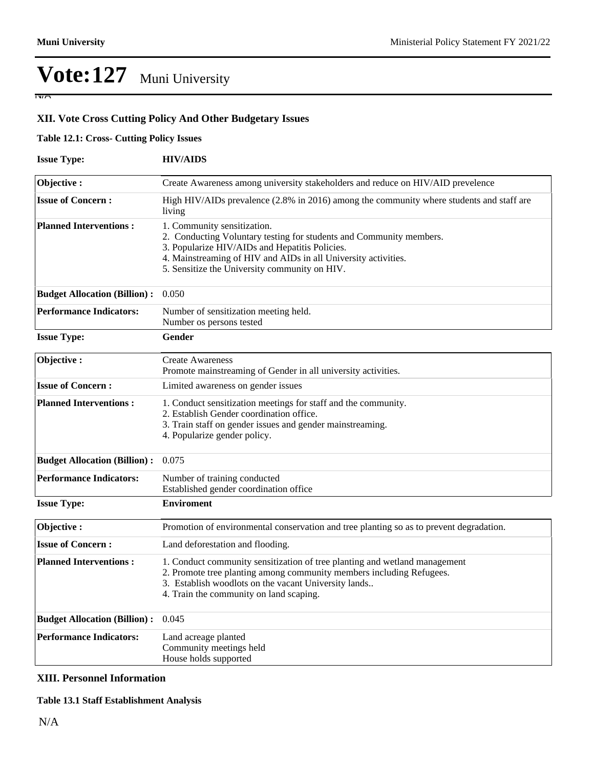# Vote:127 Muni University

N/A

## XII. Vote Cross Cutting Policy And Other Budgetary Issues

**Table 12.1: Cross- Cutting Policy Issues**

**Issue Type:** **HIV/AIDS**

| | |
|---|---|
| **Objective :** | Create Awareness among university stakeholders and reduce on HIV/AID prevelence |
| **Issue of Concern :** | High HIV/AIDs prevalence (2.8% in 2016) among the community where students and staff are living |
| **Planned Interventions :** | 1. Community sensitization.<br>2. Conducting Voluntary testing for students and Community members.<br>3. Popularize HIV/AIDs and Hepatitis Policies.<br>4. Mainstreaming of HIV and AIDs in all University activities.<br>5. Sensitize the University community on HIV. |
| **Budget Allocation (Billion) :** | 0.050 |
| **Performance Indicators:** | Number of sensitization meeting held.<br>Number os persons tested |

**Issue Type:** **Gender**

| | |
|---|---|
| **Objective :** | Create Awareness<br>Promote mainstreaming of Gender in all university activities. |
| **Issue of Concern :** | Limited awareness on gender issues |
| **Planned Interventions :** | 1. Conduct sensitization meetings for staff and the community.<br>2. Establish Gender coordination office.<br>3. Train staff on gender issues and gender mainstreaming.<br>4. Popularize gender policy. |
| **Budget Allocation (Billion) :** | 0.075 |
| **Performance Indicators:** | Number of training conducted<br>Established gender coordination office |

**Issue Type:** **Enviroment**

| | |
|---|---|
| **Objective :** | Promotion of environmental conservation and tree planting so as to prevent degradation. |
| **Issue of Concern :** | Land deforestation and flooding. |
| **Planned Interventions :** | 1. Conduct community sensitization of tree planting and wetland management<br>2. Promote tree planting among community members including Refugees.<br>3. Establish woodlots on the vacant University lands..<br>4. Train the community on land scaping. |
| **Budget Allocation (Billion) :** | 0.045 |
| **Performance Indicators:** | Land acreage planted<br>Community meetings held<br>House holds supported |

## XIII. Personnel Information

**Table 13.1 Staff Establishment Analysis**

N/A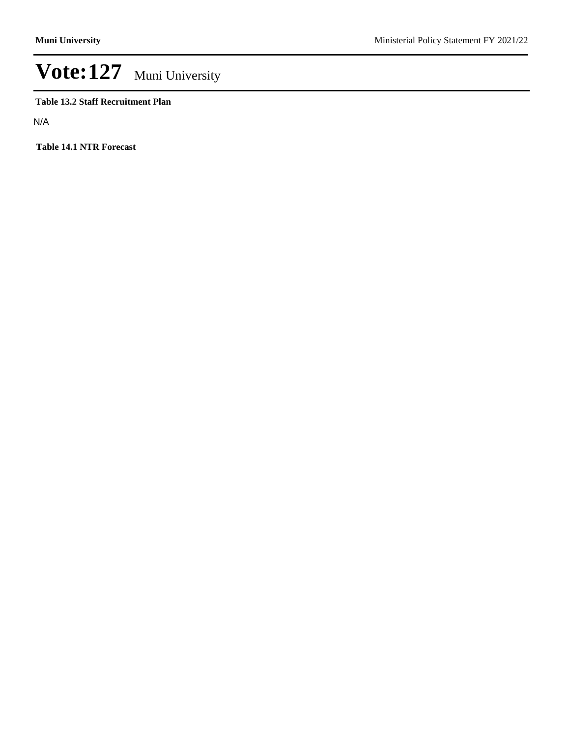# Vote:127 Muni University

**Table 13.2 Staff Recruitment Plan**

N/A

**Table 14.1 NTR Forecast**